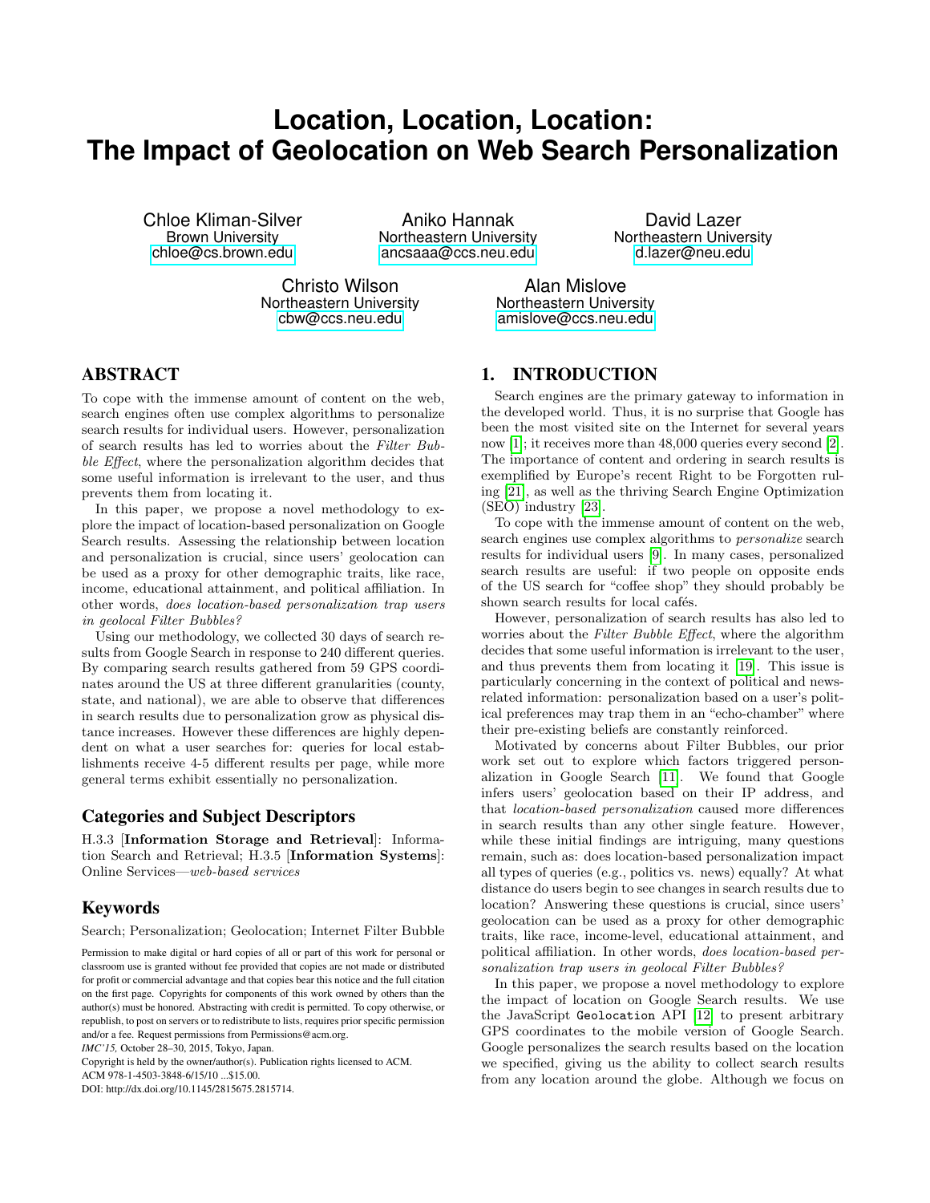# Location, Location, Location: The Impact of Geolocation on Web Search Personalization

Chloe Kliman-Silver
Brown University
chloe@cs.brown.edu

Aniko Hannak
Northeastern University
ancsaaa@ccs.neu.edu

David Lazer
Northeastern University
d.lazer@neu.edu

Christo Wilson
Northeastern University
cbw@ccs.neu.edu

Alan Mislove
Northeastern University
amislove@ccs.neu.edu

## ABSTRACT

To cope with the immense amount of content on the web, search engines often use complex algorithms to personalize search results for individual users. However, personalization of search results has led to worries about the *Filter Bubble Effect*, where the personalization algorithm decides that some useful information is irrelevant to the user, and thus prevents them from locating it.

In this paper, we propose a novel methodology to explore the impact of location-based personalization on Google Search results. Assessing the relationship between location and personalization is crucial, since users' geolocation can be used as a proxy for other demographic traits, like race, income, educational attainment, and political affiliation. In other words, *does location-based personalization trap users in geolocal Filter Bubbles?*

Using our methodology, we collected 30 days of search results from Google Search in response to 240 different queries. By comparing search results gathered from 59 GPS coordinates around the US at three different granularities (county, state, and national), we are able to observe that differences in search results due to personalization grow as physical distance increases. However these differences are highly dependent on what a user searches for: queries for local establishments receive 4-5 different results per page, while more general terms exhibit essentially no personalization.

### Categories and Subject Descriptors

H.3.3 [**Information Storage and Retrieval**]: Information Search and Retrieval; H.3.5 [**Information Systems**]: Online Services—*web-based services*

### Keywords

Search; Personalization; Geolocation; Internet Filter Bubble

Permission to make digital or hard copies of all or part of this work for personal or classroom use is granted without fee provided that copies are not made or distributed for profit or commercial advantage and that copies bear this notice and the full citation on the first page. Copyrights for components of this work owned by others than the author(s) must be honored. Abstracting with credit is permitted. To copy otherwise, or republish, to post on servers or to redistribute to lists, requires prior specific permission and/or a fee. Request permissions from Permissions@acm.org.
*IMC'15*, October 28–30, 2015, Tokyo, Japan.
Copyright is held by the owner/author(s). Publication rights licensed to ACM.
ACM 978-1-4503-3848-6/15/10 ...$15.00.
DOI: http://dx.doi.org/10.1145/2815675.2815714.

## 1. INTRODUCTION

Search engines are the primary gateway to information in the developed world. Thus, it is no surprise that Google has been the most visited site on the Internet for several years now [1]; it receives more than 48,000 queries every second [2]. The importance of content and ordering in search results is exemplified by Europe's recent Right to be Forgotten ruling [21], as well as the thriving Search Engine Optimization (SEO) industry [23].

To cope with the immense amount of content on the web, search engines use complex algorithms to *personalize* search results for individual users [9]. In many cases, personalized search results are useful: if two people on opposite ends of the US search for "coffee shop" they should probably be shown search results for local cafés.

However, personalization of search results has also led to worries about the *Filter Bubble Effect*, where the algorithm decides that some useful information is irrelevant to the user, and thus prevents them from locating it [19]. This issue is particularly concerning in the context of political and news-related information: personalization based on a user's political preferences may trap them in an "echo-chamber" where their pre-existing beliefs are constantly reinforced.

Motivated by concerns about Filter Bubbles, our prior work set out to explore which factors triggered personalization in Google Search [11]. We found that Google infers users' geolocation based on their IP address, and that *location-based personalization* caused more differences in search results than any other single feature. However, while these initial findings are intriguing, many questions remain, such as: does location-based personalization impact all types of queries (e.g., politics vs. news) equally? At what distance do users begin to see changes in search results due to location? Answering these questions is crucial, since users' geolocation can be used as a proxy for other demographic traits, like race, income-level, educational attainment, and political affiliation. In other words, *does location-based personalization trap users in geolocal Filter Bubbles?*

In this paper, we propose a novel methodology to explore the impact of location on Google Search results. We use the JavaScript `Geolocation` API [12] to present arbitrary GPS coordinates to the mobile version of Google Search. Google personalizes the search results based on the location we specified, giving us the ability to collect search results from any location around the globe. Although we focus on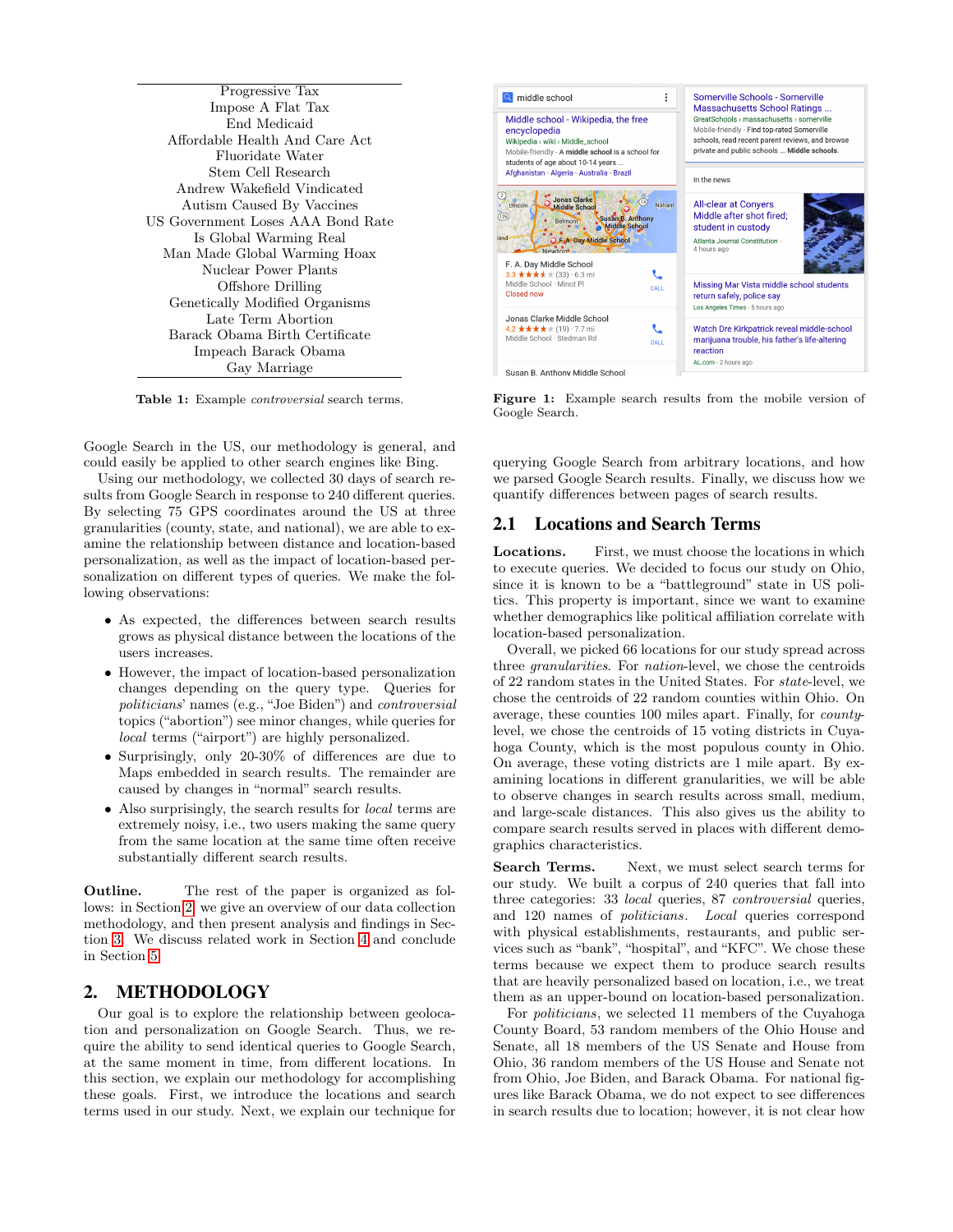| Progressive Tax |
|---|
| Impose A Flat Tax |
| End Medicaid |
| Affordable Health And Care Act |
| Fluoridate Water |
| Stem Cell Research |
| Andrew Wakefield Vindicated |
| Autism Caused By Vaccines |
| US Government Loses AAA Bond Rate |
| Is Global Warming Real |
| Man Made Global Warming Hoax |
| Nuclear Power Plants |
| Offshore Drilling |
| Genetically Modified Organisms |
| Late Term Abortion |
| Barack Obama Birth Certificate |
| Impeach Barack Obama |
| Gay Marriage |

**Table 1:** Example *controversial* search terms.

**Figure 1:** Example search results from the mobile version of Google Search.

Google Search in the US, our methodology is general, and could easily be applied to other search engines like Bing.

Using our methodology, we collected 30 days of search results from Google Search in response to 240 different queries. By selecting 75 GPS coordinates around the US at three granularities (county, state, and national), we are able to examine the relationship between distance and location-based personalization, as well as the impact of location-based personalization on different types of queries. We make the following observations:

- As expected, the differences between search results grows as physical distance between the locations of the users increases.
- However, the impact of location-based personalization changes depending on the query type. Queries for *politicians*' names (e.g., "Joe Biden") and *controversial* topics ("abortion") see minor changes, while queries for *local* terms ("airport") are highly personalized.
- Surprisingly, only 20-30% of differences are due to Maps embedded in search results. The remainder are caused by changes in "normal" search results.
- Also surprisingly, the search results for *local* terms are extremely noisy, i.e., two users making the same query from the same location at the same time often receive substantially different search results.

**Outline.** The rest of the paper is organized as follows: in Section 2, we give an overview of our data collection methodology, and then present analysis and findings in Section 3. We discuss related work in Section 4 and conclude in Section 5.

## 2. METHODOLOGY

Our goal is to explore the relationship between geolocation and personalization on Google Search. Thus, we require the ability to send identical queries to Google Search, at the same moment in time, from different locations. In this section, we explain our methodology for accomplishing these goals. First, we introduce the locations and search terms used in our study. Next, we explain our technique for querying Google Search from arbitrary locations, and how we parsed Google Search results. Finally, we discuss how we quantify differences between pages of search results.

### 2.1 Locations and Search Terms

**Locations.** First, we must choose the locations in which to execute queries. We decided to focus our study on Ohio, since it is known to be a "battleground" state in US politics. This property is important, since we want to examine whether demographics like political affiliation correlate with location-based personalization.

Overall, we picked 66 locations for our study spread across three *granularities*. For *nation*-level, we chose the centroids of 22 random states in the United States. For *state*-level, we chose the centroids of 22 random counties within Ohio. On average, these counties 100 miles apart. Finally, for *county*-level, we chose the centroids of 15 voting districts in Cuyahoga County, which is the most populous county in Ohio. On average, these voting districts are 1 mile apart. By examining locations in different granularities, we will be able to observe changes in search results across small, medium, and large-scale distances. This also gives us the ability to compare search results served in places with different demographics characteristics.

**Search Terms.** Next, we must select search terms for our study. We built a corpus of 240 queries that fall into three categories: 33 *local* queries, 87 *controversial* queries, and 120 names of *politicians*. *Local* queries correspond with physical establishments, restaurants, and public services such as "bank", "hospital", and "KFC". We chose these terms because we expect them to produce search results that are heavily personalized based on location, i.e., we treat them as an upper-bound on location-based personalization.

For *politicians*, we selected 11 members of the Cuyahoga County Board, 53 random members of the Ohio House and Senate, all 18 members of the US Senate and House from Ohio, 36 random members of the US House and Senate not from Ohio, Joe Biden, and Barack Obama. For national figures like Barack Obama, we do not expect to see differences in search results due to location; however, it is not clear how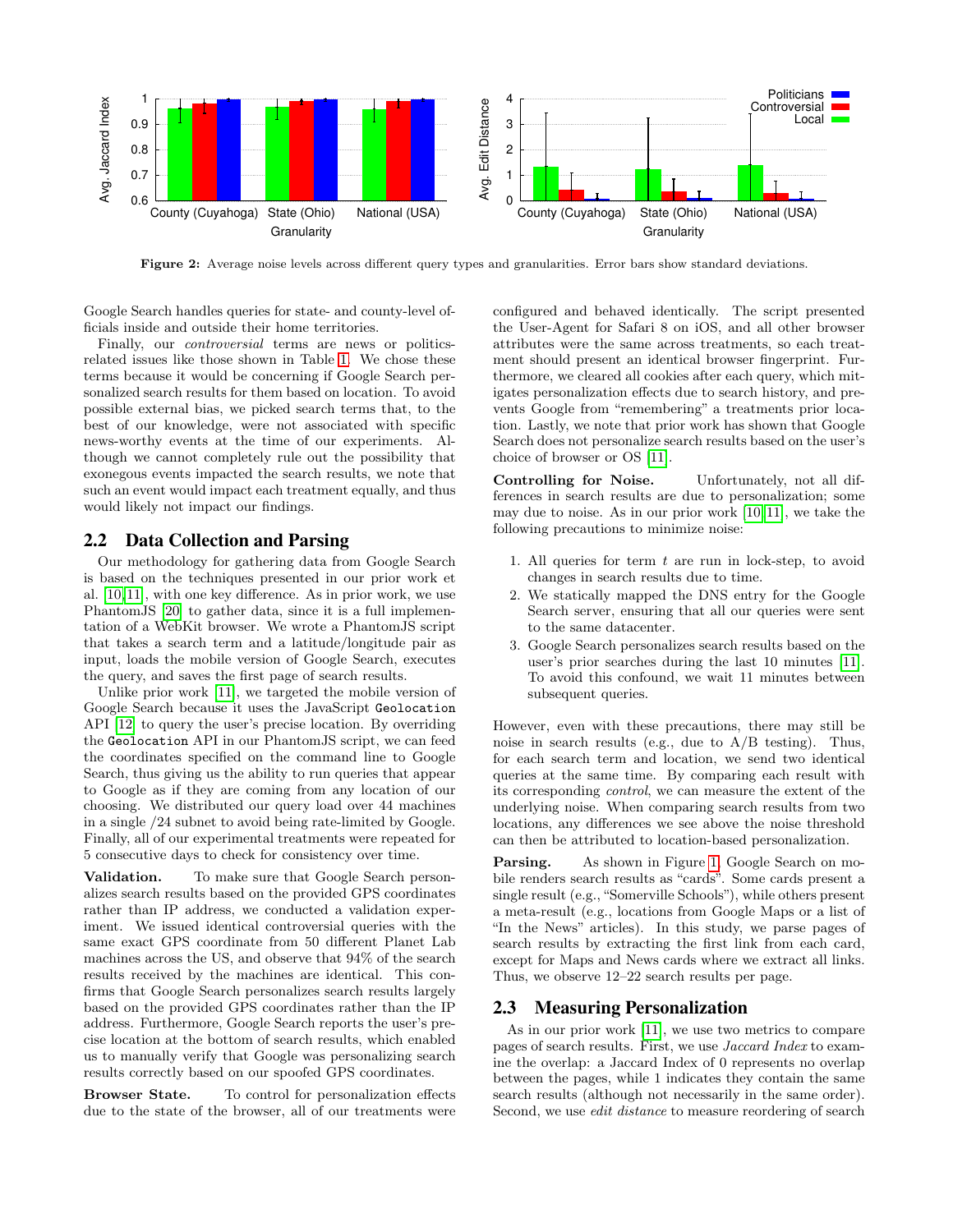Figure 2: Average noise levels across different query types and granularities. Error bars show standard deviations.

Google Search handles queries for state- and county-level officials inside and outside their home territories.

Finally, our *controversial* terms are news or politics-related issues like those shown in Table 1. We chose these terms because it would be concerning if Google Search personalized search results for them based on location. To avoid possible external bias, we picked search terms that, to the best of our knowledge, were not associated with specific news-worthy events at the time of our experiments. Although we cannot completely rule out the possibility that exonegous events impacted the search results, we note that such an event would impact each treatment equally, and thus would likely not impact our findings.

## 2.2 Data Collection and Parsing

Our methodology for gathering data from Google Search is based on the techniques presented in our prior work et al. [10,11], with one key difference. As in prior work, we use PhantomJS [20] to gather data, since it is a full implementation of a WebKit browser. We wrote a PhantomJS script that takes a search term and a latitude/longitude pair as input, loads the mobile version of Google Search, executes the query, and saves the first page of search results.

Unlike prior work [11], we targeted the mobile version of Google Search because it uses the JavaScript `Geolocation` API [12] to query the user's precise location. By overriding the `Geolocation` API in our PhantomJS script, we can feed the coordinates specified on the command line to Google Search, thus giving us the ability to run queries that appear to Google as if they are coming from any location of our choosing. We distributed our query load over 44 machines in a single /24 subnet to avoid being rate-limited by Google. Finally, all of our experimental treatments were repeated for 5 consecutive days to check for consistency over time.

**Validation.** To make sure that Google Search personalizes search results based on the provided GPS coordinates rather than IP address, we conducted a validation experiment. We issued identical controversial queries with the same exact GPS coordinate from 50 different Planet Lab machines across the US, and observe that 94% of the search results received by the machines are identical. This confirms that Google Search personalizes search results largely based on the provided GPS coordinates rather than the IP address. Furthermore, Google Search reports the user's precise location at the bottom of search results, which enabled us to manually verify that Google was personalizing search results correctly based on our spoofed GPS coordinates.

**Browser State.** To control for personalization effects due to the state of the browser, all of our treatments were configured and behaved identically. The script presented the User-Agent for Safari 8 on iOS, and all other browser attributes were the same across treatments, so each treatment should present an identical browser fingerprint. Furthermore, we cleared all cookies after each query, which mitigates personalization effects due to search history, and prevents Google from "remembering" a treatments prior location. Lastly, we note that prior work has shown that Google Search does not personalize search results based on the user's choice of browser or OS [11].

**Controlling for Noise.** Unfortunately, not all differences in search results are due to personalization; some may due to noise. As in our prior work [10,11], we take the following precautions to minimize noise:

1. All queries for term $t$ are run in lock-step, to avoid changes in search results due to time.
2. We statically mapped the DNS entry for the Google Search server, ensuring that all our queries were sent to the same datacenter.
3. Google Search personalizes search results based on the user's prior searches during the last 10 minutes [11]. To avoid this confound, we wait 11 minutes between subsequent queries.

However, even with these precautions, there may still be noise in search results (e.g., due to A/B testing). Thus, for each search term and location, we send two identical queries at the same time. By comparing each result with its corresponding *control*, we can measure the extent of the underlying noise. When comparing search results from two locations, any differences we see above the noise threshold can then be attributed to location-based personalization.

**Parsing.** As shown in Figure 1, Google Search on mobile renders search results as "cards". Some cards present a single result (e.g., "Somerville Schools"), while others present a meta-result (e.g., locations from Google Maps or a list of "In the News" articles). In this study, we parse pages of search results by extracting the first link from each card, except for Maps and News cards where we extract all links. Thus, we observe 12–22 search results per page.

## 2.3 Measuring Personalization

As in our prior work [11], we use two metrics to compare pages of search results. First, we use *Jaccard Index* to examine the overlap: a Jaccard Index of 0 represents no overlap between the pages, while 1 indicates they contain the same search results (although not necessarily in the same order). Second, we use *edit distance* to measure reordering of search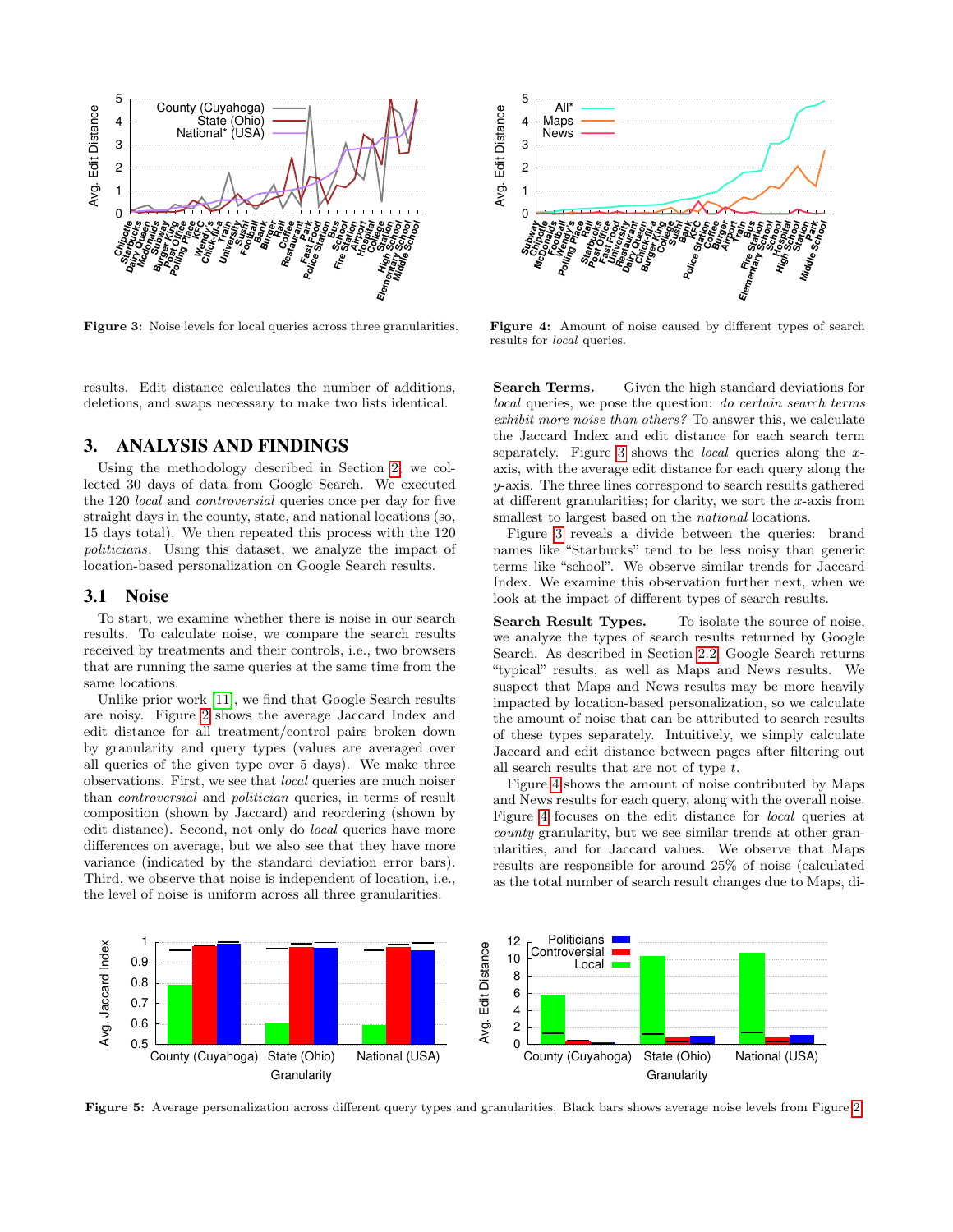Figure 3: Noise levels for local queries across three granularities.

Figure 4: Amount of noise caused by different types of search results for *local* queries.

results. Edit distance calculates the number of additions, deletions, and swaps necessary to make two lists identical.

## 3. ANALYSIS AND FINDINGS

Using the methodology described in Section 2, we collected 30 days of data from Google Search. We executed the 120 *local* and *controversial* queries once per day for five straight days in the county, state, and national locations (so, 15 days total). We then repeated this process with the 120 *politicians*. Using this dataset, we analyze the impact of location-based personalization on Google Search results.

### 3.1 Noise

To start, we examine whether there is noise in our search results. To calculate noise, we compare the search results received by treatments and their controls, i.e., two browsers that are running the same queries at the same time from the same locations.

Unlike prior work [11], we find that Google Search results are noisy. Figure 2 shows the average Jaccard Index and edit distance for all treatment/control pairs broken down by granularity and query types (values are averaged over all queries of the given type over 5 days). We make three observations. First, we see that *local* queries are much noiser than *controversial* and *politician* queries, in terms of result composition (shown by Jaccard) and reordering (shown by edit distance). Second, not only do *local* queries have more differences on average, but we also see that they have more variance (indicated by the standard deviation error bars). Third, we observe that noise is independent of location, i.e., the level of noise is uniform across all three granularities.

**Search Terms.** Given the high standard deviations for *local* queries, we pose the question: *do certain search terms exhibit more noise than others?* To answer this, we calculate the Jaccard Index and edit distance for each search term separately. Figure 3 shows the *local* queries along the $x$-axis, with the average edit distance for each query along the $y$-axis. The three lines correspond to search results gathered at different granularities; for clarity, we sort the $x$-axis from smallest to largest based on the *national* locations.

Figure 3 reveals a divide between the queries: brand names like "Starbucks" tend to be less noisy than generic terms like "school". We observe similar trends for Jaccard Index. We examine this observation further next, when we look at the impact of different types of search results.

**Search Result Types.** To isolate the source of noise, we analyze the types of search results returned by Google Search. As described in Section 2.2, Google Search returns "typical" results, as well as Maps and News results. We suspect that Maps and News results may be more heavily impacted by location-based personalization, so we calculate the amount of noise that can be attributed to search results of these types separately. Intuitively, we simply calculate Jaccard and edit distance between pages after filtering out all search results that are not of type $t$.

Figure 4 shows the amount of noise contributed by Maps and News results for each query, along with the overall noise. Figure 4 focuses on the edit distance for *local* queries at *county* granularity, but we see similar trends at other granularities, and for Jaccard values. We observe that Maps results are responsible for around 25% of noise (calculated as the total number of search result changes due to Maps, di-

Figure 5: Average personalization across different query types and granularities. Black bars shows average noise levels from Figure 2.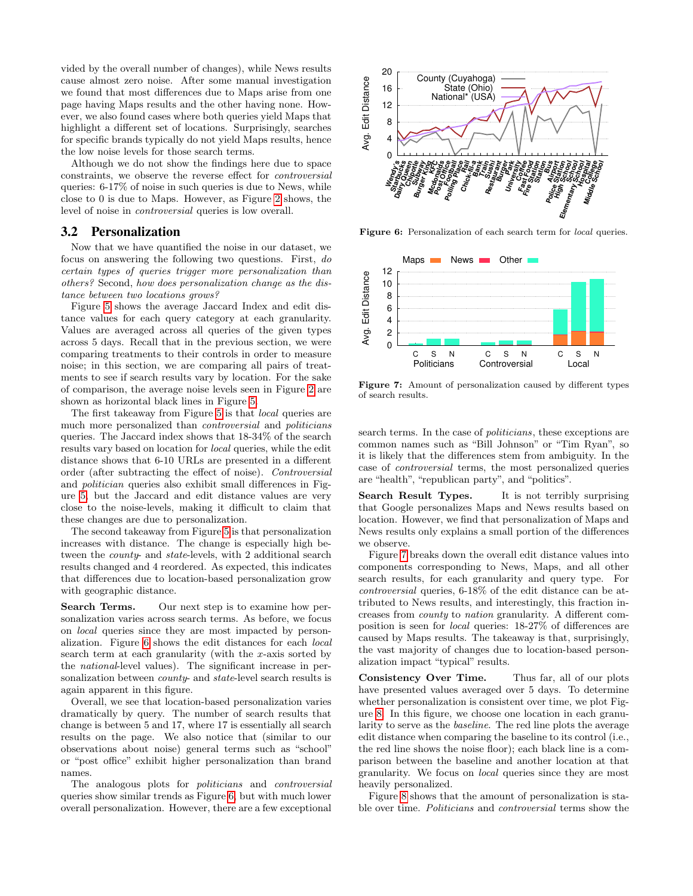vided by the overall number of changes), while News results cause almost zero noise. After some manual investigation we found that most differences due to Maps arise from one page having Maps results and the other having none. However, we also found cases where both queries yield Maps that highlight a different set of locations. Surprisingly, searches for specific brands typically do not yield Maps results, hence the low noise levels for those search terms.

Although we do not show the findings here due to space constraints, we observe the reverse effect for *controversial* queries: 6-17% of noise in such queries is due to News, while close to 0 is due to Maps. However, as Figure 2 shows, the level of noise in *controversial* queries is low overall.

## 3.2 Personalization

Now that we have quantified the noise in our dataset, we focus on answering the following two questions. First, *do certain types of queries trigger more personalization than others?* Second, *how does personalization change as the distance between two locations grows?*

Figure 5 shows the average Jaccard Index and edit distance values for each query category at each granularity. Values are averaged across all queries of the given types across 5 days. Recall that in the previous section, we were comparing treatments to their controls in order to measure noise; in this section, we are comparing all pairs of treatments to see if search results vary by location. For the sake of comparison, the average noise levels seen in Figure 2 are shown as horizontal black lines in Figure 5.

The first takeaway from Figure 5 is that *local* queries are much more personalized than *controversial* and *politicians* queries. The Jaccard index shows that 18-34% of the search results vary based on location for *local* queries, while the edit distance shows that 6-10 URLs are presented in a different order (after subtracting the effect of noise). *Controversial* and *politician* queries also exhibit small differences in Figure 5, but the Jaccard and edit distance values are very close to the noise-levels, making it difficult to claim that these changes are due to personalization.

The second takeaway from Figure 5 is that personalization increases with distance. The change is especially high between the *county*- and *state*-levels, with 2 additional search results changed and 4 reordered. As expected, this indicates that differences due to location-based personalization grow with geographic distance.

**Search Terms.** Our next step is to examine how personalization varies across search terms. As before, we focus on *local* queries since they are most impacted by personalization. Figure 6 shows the edit distances for each *local* search term at each granularity (with the *x*-axis sorted by the *national*-level values). The significant increase in personalization between *county*- and *state*-level search results is again apparent in this figure.

Overall, we see that location-based personalization varies dramatically by query. The number of search results that change is between 5 and 17, where 17 is essentially all search results on the page. We also notice that (similar to our observations about noise) general terms such as "school" or "post office" exhibit higher personalization than brand names.

The analogous plots for *politicians* and *controversial* queries show similar trends as Figure 6, but with much lower overall personalization. However, there are a few exceptional search terms. In the case of *politicians*, these exceptions are common names such as "Bill Johnson" or "Tim Ryan", so it is likely that the differences stem from ambiguity. In the case of *controversial* terms, the most personalized queries are "health", "republican party", and "politics".

Figure 6: Personalization of each search term for *local* queries.

Figure 7: Amount of personalization caused by different types of search results.

**Search Result Types.** It is not terribly surprising that Google personalizes Maps and News results based on location. However, we find that personalization of Maps and News results only explains a small portion of the differences we observe.

Figure 7 breaks down the overall edit distance values into components corresponding to News, Maps, and all other search results, for each granularity and query type. For *controversial* queries, 6-18% of the edit distance can be attributed to News results, and interestingly, this fraction increases from *county* to *nation* granularity. A different composition is seen for *local* queries: 18-27% of differences are caused by Maps results. The takeaway is that, surprisingly, the vast majority of changes due to location-based personalization impact "typical" results.

**Consistency Over Time.** Thus far, all of our plots have presented values averaged over 5 days. To determine whether personalization is consistent over time, we plot Figure 8. In this figure, we choose one location in each granularity to serve as the *baseline*. The red line plots the average edit distance when comparing the baseline to its control (i.e., the red line shows the noise floor); each black line is a comparison between the baseline and another location at that granularity. We focus on *local* queries since they are most heavily personalized.

Figure 8 shows that the amount of personalization is stable over time. *Politicians* and *controversial* terms show the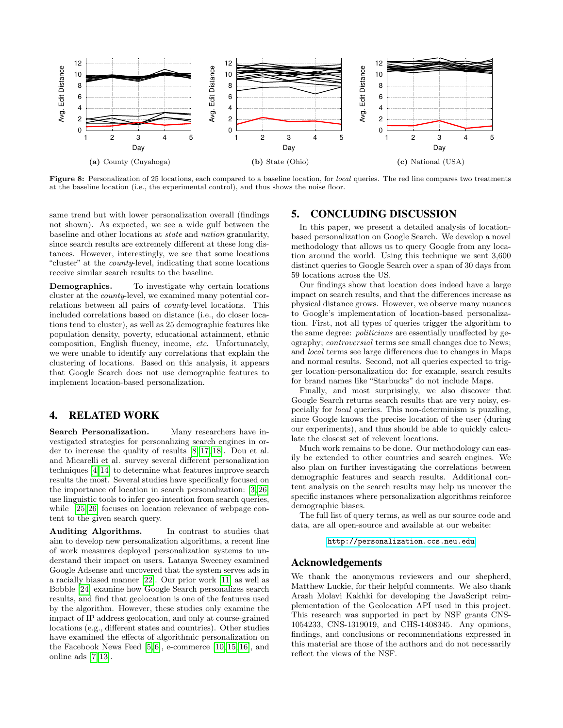(a) County (Cuyahoga)

(b) State (Ohio)

(c) National (USA)

**Figure 8:** Personalization of 25 locations, each compared to a baseline location, for *local* queries. The red line compares two treatments at the baseline location (i.e., the experimental control), and thus shows the noise floor.

same trend but with lower personalization overall (findings not shown). As expected, we see a wide gulf between the baseline and other locations at *state* and *nation* granularity, since search results are extremely different at these long distances. However, interestingly, we see that some locations "cluster" at the *county*-level, indicating that some locations receive similar search results to the baseline.

**Demographics.** To investigate why certain locations cluster at the *county*-level, we examined many potential correlations between all pairs of *county*-level locations. This included correlations based on distance (i.e., do closer locations tend to cluster), as well as 25 demographic features like population density, poverty, educational attainment, ethnic composition, English fluency, income, *etc.* Unfortunately, we were unable to identify any correlations that explain the clustering of locations. Based on this analysis, it appears that Google Search does not use demographic features to implement location-based personalization.

## 4. RELATED WORK

**Search Personalization.** Many researchers have investigated strategies for personalizing search engines in order to increase the quality of results [8, 17, 18]. Dou et al. and Micarelli et al. survey several different personalization techniques [4, 14] to determine what features improve search results the most. Several studies have specifically focused on the importance of location in search personalization: [3, 26] use linguistic tools to infer geo-intention from search queries, while [25, 26] focuses on location relevance of webpage content to the given search query.

**Auditing Algorithms.** In contrast to studies that aim to develop new personalization algorithms, a recent line of work measures deployed personalization systems to understand their impact on users. Latanya Sweeney examined Google Adsense and uncovered that the system serves ads in a racially biased manner [22]. Our prior work [11] as well as Bobble [24] examine how Google Search personalizes search results, and find that geolocation is one of the features used by the algorithm. However, these studies only examine the impact of IP address geolocation, and only at course-grained locations (e.g., different states and countries). Other studies have examined the effects of algorithmic personalization on the Facebook News Feed [5, 6], e-commerce [10, 15, 16], and online ads [7, 13].

## 5. CONCLUDING DISCUSSION

In this paper, we present a detailed analysis of location-based personalization on Google Search. We develop a novel methodology that allows us to query Google from any location around the world. Using this technique we sent 3,600 distinct queries to Google Search over a span of 30 days from 59 locations across the US.

Our findings show that location does indeed have a large impact on search results, and that the differences increase as physical distance grows. However, we observe many nuances to Google's implementation of location-based personalization. First, not all types of queries trigger the algorithm to the same degree: *politicians* are essentially unaffected by geography; *controversial* terms see small changes due to News; and *local* terms see large differences due to changes in Maps and normal results. Second, not all queries expected to trigger location-personalization do: for example, search results for brand names like "Starbucks" do not include Maps.

Finally, and most surprisingly, we also discover that Google Search returns search results that are very noisy, especially for *local* queries. This non-determinism is puzzling, since Google knows the precise location of the user (during our experiments), and thus should be able to quickly calculate the closest set of relevent locations.

Much work remains to be done. Our methodology can easily be extended to other countries and search engines. We also plan on further investigating the correlations between demographic features and search results. Additional content analysis on the search results may help us uncover the specific instances where personalization algorithms reinforce demographic biases.

The full list of query terms, as well as our source code and data, are all open-source and available at our website:

http://personalization.ccs.neu.edu

## Acknowledgements

We thank the anonymous reviewers and our shepherd, Matthew Luckie, for their helpful comments. We also thank Arash Molavi Kakhki for developing the JavaScript reimplementation of the Geolocation API used in this project. This research was supported in part by NSF grants CNS-1054233, CNS-1319019, and CHS-1408345. Any opinions, findings, and conclusions or recommendations expressed in this material are those of the authors and do not necessarily reflect the views of the NSF.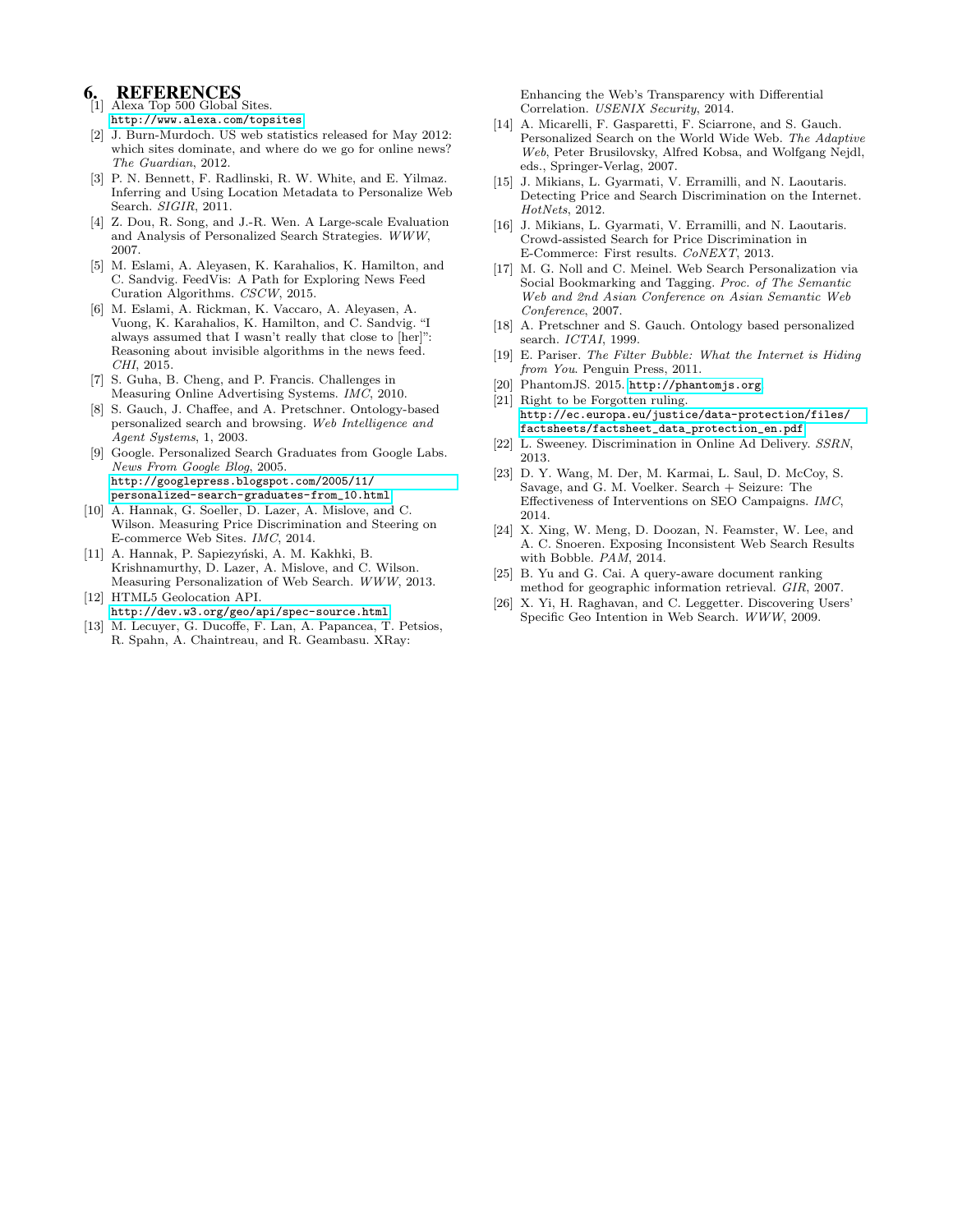# 6. REFERENCES

[1] Alexa Top 500 Global Sites. http://www.alexa.com/topsites

[2] J. Burn-Murdoch. US web statistics released for May 2012: which sites dominate, and where do we go for online news? *The Guardian*, 2012.

[3] P. N. Bennett, F. Radlinski, R. W. White, and E. Yilmaz. Inferring and Using Location Metadata to Personalize Web Search. *SIGIR*, 2011.

[4] Z. Dou, R. Song, and J.-R. Wen. A Large-scale Evaluation and Analysis of Personalized Search Strategies. *WWW*, 2007.

[5] M. Eslami, A. Aleyasen, K. Karahalios, K. Hamilton, and C. Sandvig. FeedVis: A Path for Exploring News Feed Curation Algorithms. *CSCW*, 2015.

[6] M. Eslami, A. Rickman, K. Vaccaro, A. Aleyasen, A. Vuong, K. Karahalios, K. Hamilton, and C. Sandvig. "I always assumed that I wasn't really that close to [her]": Reasoning about invisible algorithms in the news feed. *CHI*, 2015.

[7] S. Guha, B. Cheng, and P. Francis. Challenges in Measuring Online Advertising Systems. *IMC*, 2010.

[8] S. Gauch, J. Chaffee, and A. Pretschner. Ontology-based personalized search and browsing. *Web Intelligence and Agent Systems*, 1, 2003.

[9] Google. Personalized Search Graduates from Google Labs. *News From Google Blog*, 2005. http://googlepress.blogspot.com/2005/11/personalized-search-graduates-from_10.html

[10] A. Hannak, G. Soeller, D. Lazer, A. Mislove, and C. Wilson. Measuring Price Discrimination and Steering on E-commerce Web Sites. *IMC*, 2014.

[11] A. Hannak, P. Sapiezyński, A. M. Kakhki, B. Krishnamurthy, D. Lazer, A. Mislove, and C. Wilson. Measuring Personalization of Web Search. *WWW*, 2013.

[12] HTML5 Geolocation API. http://dev.w3.org/geo/api/spec-source.html

[13] M. Lecuyer, G. Ducoffe, F. Lan, A. Papancea, T. Petsios, R. Spahn, A. Chaintreau, and R. Geambasu. XRay: Enhancing the Web's Transparency with Differential Correlation. *USENIX Security*, 2014.

[14] A. Micarelli, F. Gasparetti, F. Sciarrone, and S. Gauch. Personalized Search on the World Wide Web. *The Adaptive Web*, Peter Brusilovsky, Alfred Kobsa, and Wolfgang Nejdl, eds., Springer-Verlag, 2007.

[15] J. Mikians, L. Gyarmati, V. Erramilli, and N. Laoutaris. Detecting Price and Search Discrimination on the Internet. *HotNets*, 2012.

[16] J. Mikians, L. Gyarmati, V. Erramilli, and N. Laoutaris. Crowd-assisted Search for Price Discrimination in E-Commerce: First results. *CoNEXT*, 2013.

[17] M. G. Noll and C. Meinel. Web Search Personalization via Social Bookmarking and Tagging. *Proc. of The Semantic Web and 2nd Asian Conference on Asian Semantic Web Conference*, 2007.

[18] A. Pretschner and S. Gauch. Ontology based personalized search. *ICTAI*, 1999.

[19] E. Pariser. *The Filter Bubble: What the Internet is Hiding from You*. Penguin Press, 2011.

[20] PhantomJS. 2015. http://phantomjs.org

[21] Right to be Forgotten ruling. http://ec.europa.eu/justice/data-protection/files/factsheets/factsheet_data_protection_en.pdf

[22] L. Sweeney. Discrimination in Online Ad Delivery. *SSRN*, 2013.

[23] D. Y. Wang, M. Der, M. Karmai, L. Saul, D. McCoy, S. Savage, and G. M. Voelker. Search + Seizure: The Effectiveness of Interventions on SEO Campaigns. *IMC*, 2014.

[24] X. Xing, W. Meng, D. Doozan, N. Feamster, W. Lee, and A. C. Snoeren. Exposing Inconsistent Web Search Results with Bobble. *PAM*, 2014.

[25] B. Yu and G. Cai. A query-aware document ranking method for geographic information retrieval. *GIR*, 2007.

[26] X. Yi, H. Raghavan, and C. Leggetter. Discovering Users' Specific Geo Intention in Web Search. *WWW*, 2009.